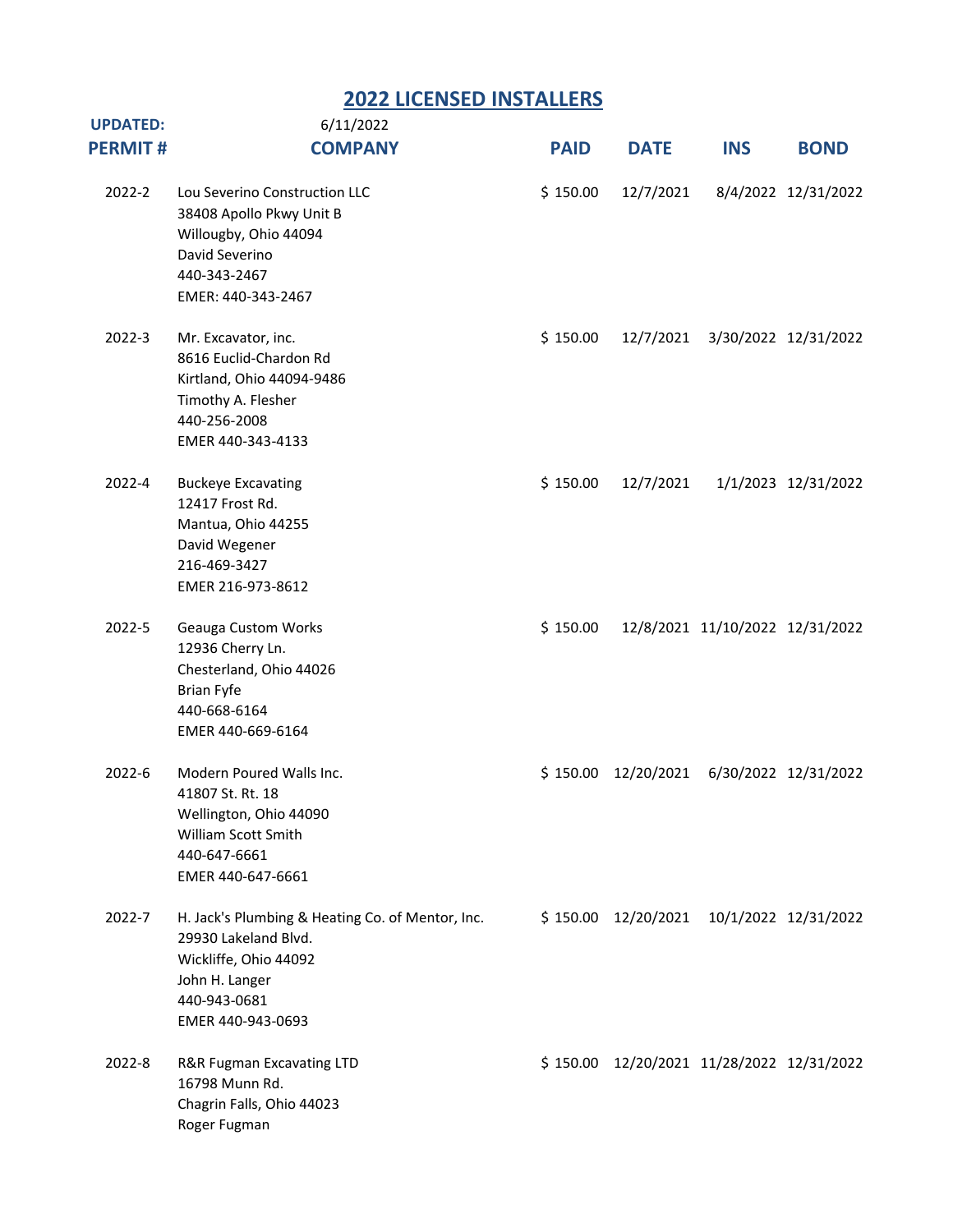# 2022 LICENSED INSTALLERS

**UPDATED:** 6/11/2022

| PERMIT # | COMPANY | PAID | DATE | INS | BOND |
|---|---|---|---|---|---|
| 2022-2 | Lou Severino Construction LLC<br>38408 Apollo Pkwy Unit B<br>Willougby, Ohio 44094<br>David Severino<br>440-343-2467<br>EMER: 440-343-2467 | $ 150.00 | 12/7/2021 | 8/4/2022 | 12/31/2022 |
| 2022-3 | Mr. Excavator, inc.<br>8616 Euclid-Chardon Rd<br>Kirtland, Ohio 44094-9486<br>Timothy A. Flesher<br>440-256-2008<br>EMER 440-343-4133 | $ 150.00 | 12/7/2021 | 3/30/2022 | 12/31/2022 |
| 2022-4 | Buckeye Excavating<br>12417 Frost Rd.<br>Mantua, Ohio 44255<br>David Wegener<br>216-469-3427<br>EMER 216-973-8612 | $ 150.00 | 12/7/2021 | 1/1/2023 | 12/31/2022 |
| 2022-5 | Geauga Custom Works<br>12936 Cherry Ln.<br>Chesterland, Ohio 44026<br>Brian Fyfe<br>440-668-6164<br>EMER 440-669-6164 | $ 150.00 | 12/8/2021 | 11/10/2022 | 12/31/2022 |
| 2022-6 | Modern Poured Walls Inc.<br>41807 St. Rt. 18<br>Wellington, Ohio 44090<br>William Scott Smith<br>440-647-6661<br>EMER 440-647-6661 | $ 150.00 | 12/20/2021 | 6/30/2022 | 12/31/2022 |
| 2022-7 | H. Jack's Plumbing & Heating Co. of Mentor, Inc.<br>29930 Lakeland Blvd.<br>Wickliffe, Ohio 44092<br>John H. Langer<br>440-943-0681<br>EMER 440-943-0693 | $ 150.00 | 12/20/2021 | 10/1/2022 | 12/31/2022 |
| 2022-8 | R&R Fugman Excavating LTD<br>16798 Munn Rd.<br>Chagrin Falls, Ohio 44023<br>Roger Fugman | $ 150.00 | 12/20/2021 | 11/28/2022 | 12/31/2022 |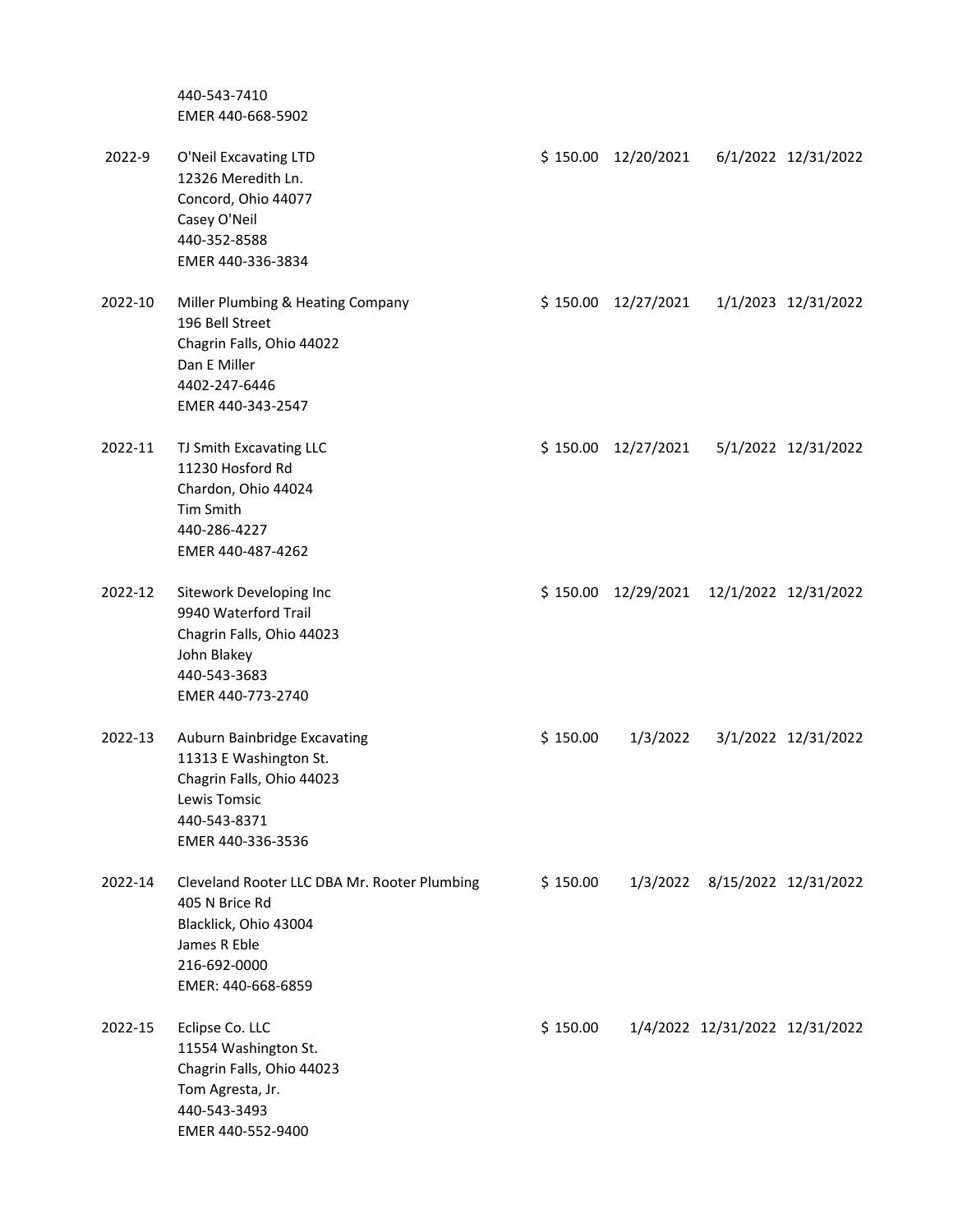| | | | | | |
|---|---|---|---|---|---|
| | 440-543-7410<br>EMER 440-668-5902 | | | | |
| 2022-9 | O'Neil Excavating LTD<br>12326 Meredith Ln.<br>Concord, Ohio 44077<br>Casey O'Neil<br>440-352-8588<br>EMER 440-336-3834 | $ 150.00 | 12/20/2021 | 6/1/2022 | 12/31/2022 |
| 2022-10 | Miller Plumbing & Heating Company<br>196 Bell Street<br>Chagrin Falls, Ohio 44022<br>Dan E Miller<br>4402-247-6446<br>EMER 440-343-2547 | $ 150.00 | 12/27/2021 | 1/1/2023 | 12/31/2022 |
| 2022-11 | TJ Smith Excavating LLC<br>11230 Hosford Rd<br>Chardon, Ohio 44024<br>Tim Smith<br>440-286-4227<br>EMER 440-487-4262 | $ 150.00 | 12/27/2021 | 5/1/2022 | 12/31/2022 |
| 2022-12 | Sitework Developing Inc<br>9940 Waterford Trail<br>Chagrin Falls, Ohio 44023<br>John Blakey<br>440-543-3683<br>EMER 440-773-2740 | $ 150.00 | 12/29/2021 | 12/1/2022 | 12/31/2022 |
| 2022-13 | Auburn Bainbridge Excavating<br>11313 E Washington St.<br>Chagrin Falls, Ohio 44023<br>Lewis Tomsic<br>440-543-8371<br>EMER 440-336-3536 | $ 150.00 | 1/3/2022 | 3/1/2022 | 12/31/2022 |
| 2022-14 | Cleveland Rooter LLC DBA Mr. Rooter Plumbing<br>405 N Brice Rd<br>Blacklick, Ohio 43004<br>James R Eble<br>216-692-0000<br>EMER: 440-668-6859 | $ 150.00 | 1/3/2022 | 8/15/2022 | 12/31/2022 |
| 2022-15 | Eclipse Co. LLC<br>11554 Washington St.<br>Chagrin Falls, Ohio 44023<br>Tom Agresta, Jr.<br>440-543-3493<br>EMER 440-552-9400 | $ 150.00 | 1/4/2022 | 12/31/2022 | 12/31/2022 |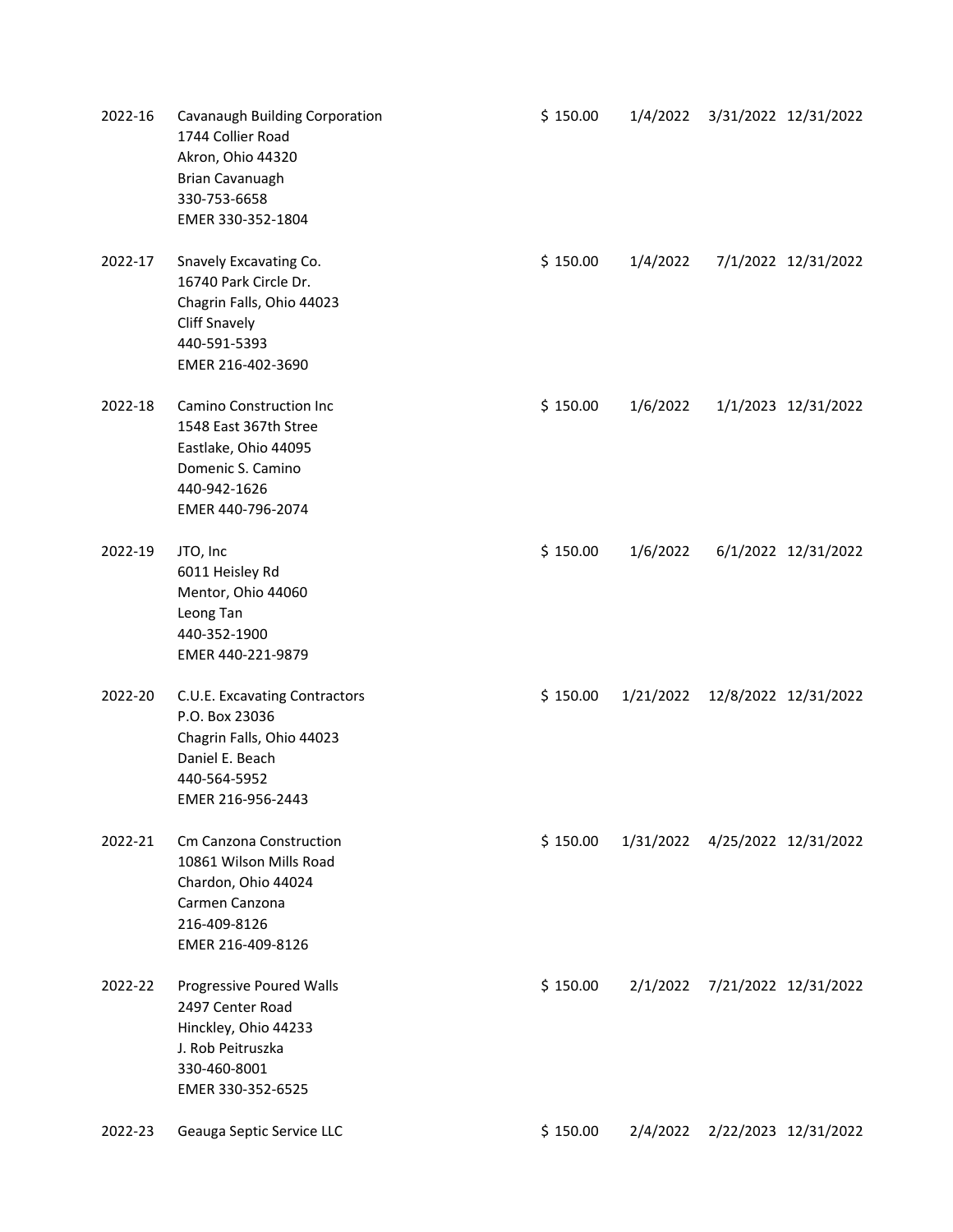| | | | | | |
|---|---|---|---|---|---|
| 2022-16 | Cavanaugh Building Corporation<br>1744 Collier Road<br>Akron, Ohio 44320<br>Brian Cavanuagh<br>330-753-6658<br>EMER 330-352-1804 | $ 150.00 | 1/4/2022 | 3/31/2022 | 12/31/2022 |
| 2022-17 | Snavely Excavating Co.<br>16740 Park Circle Dr.<br>Chagrin Falls, Ohio 44023<br>Cliff Snavely<br>440-591-5393<br>EMER 216-402-3690 | $ 150.00 | 1/4/2022 | 7/1/2022 | 12/31/2022 |
| 2022-18 | Camino Construction Inc<br>1548 East 367th Stree<br>Eastlake, Ohio 44095<br>Domenic S. Camino<br>440-942-1626<br>EMER 440-796-2074 | $ 150.00 | 1/6/2022 | 1/1/2023 | 12/31/2022 |
| 2022-19 | JTO, Inc<br>6011 Heisley Rd<br>Mentor, Ohio 44060<br>Leong Tan<br>440-352-1900<br>EMER 440-221-9879 | $ 150.00 | 1/6/2022 | 6/1/2022 | 12/31/2022 |
| 2022-20 | C.U.E. Excavating Contractors<br>P.O. Box 23036<br>Chagrin Falls, Ohio 44023<br>Daniel E. Beach<br>440-564-5952<br>EMER 216-956-2443 | $ 150.00 | 1/21/2022 | 12/8/2022 | 12/31/2022 |
| 2022-21 | Cm Canzona Construction<br>10861 Wilson Mills Road<br>Chardon, Ohio 44024<br>Carmen Canzona<br>216-409-8126<br>EMER 216-409-8126 | $ 150.00 | 1/31/2022 | 4/25/2022 | 12/31/2022 |
| 2022-22 | Progressive Poured Walls<br>2497 Center Road<br>Hinckley, Ohio 44233<br>J. Rob Peitruszka<br>330-460-8001<br>EMER 330-352-6525 | $ 150.00 | 2/1/2022 | 7/21/2022 | 12/31/2022 |
| 2022-23 | Geauga Septic Service LLC | $ 150.00 | 2/4/2022 | 2/22/2023 | 12/31/2022 |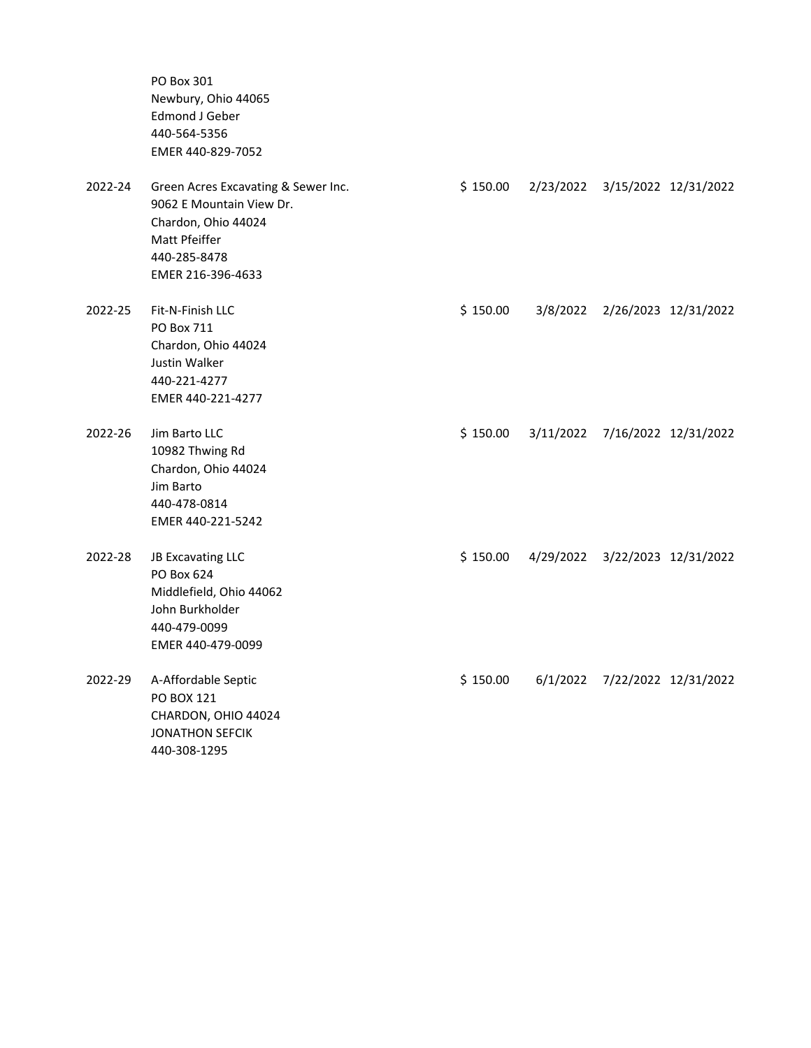| | | | | | |
|---|---|---|---|---|---|
| | PO Box 301<br>Newbury, Ohio 44065<br>Edmond J Geber<br>440-564-5356<br>EMER 440-829-7052 | | | | |
| 2022-24 | Green Acres Excavating & Sewer Inc.<br>9062 E Mountain View Dr.<br>Chardon, Ohio 44024<br>Matt Pfeiffer<br>440-285-8478<br>EMER 216-396-4633 | $ 150.00 | 2/23/2022 | 3/15/2022 | 12/31/2022 |
| 2022-25 | Fit-N-Finish LLC<br>PO Box 711<br>Chardon, Ohio 44024<br>Justin Walker<br>440-221-4277<br>EMER 440-221-4277 | $ 150.00 | 3/8/2022 | 2/26/2023 | 12/31/2022 |
| 2022-26 | Jim Barto LLC<br>10982 Thwing Rd<br>Chardon, Ohio 44024<br>Jim Barto<br>440-478-0814<br>EMER 440-221-5242 | $ 150.00 | 3/11/2022 | 7/16/2022 | 12/31/2022 |
| 2022-28 | JB Excavating LLC<br>PO Box 624<br>Middlefield, Ohio 44062<br>John Burkholder<br>440-479-0099<br>EMER 440-479-0099 | $ 150.00 | 4/29/2022 | 3/22/2023 | 12/31/2022 |
| 2022-29 | A-Affordable Septic<br>PO BOX 121<br>CHARDON, OHIO 44024<br>JONATHON SEFCIK<br>440-308-1295 | $ 150.00 | 6/1/2022 | 7/22/2022 | 12/31/2022 |